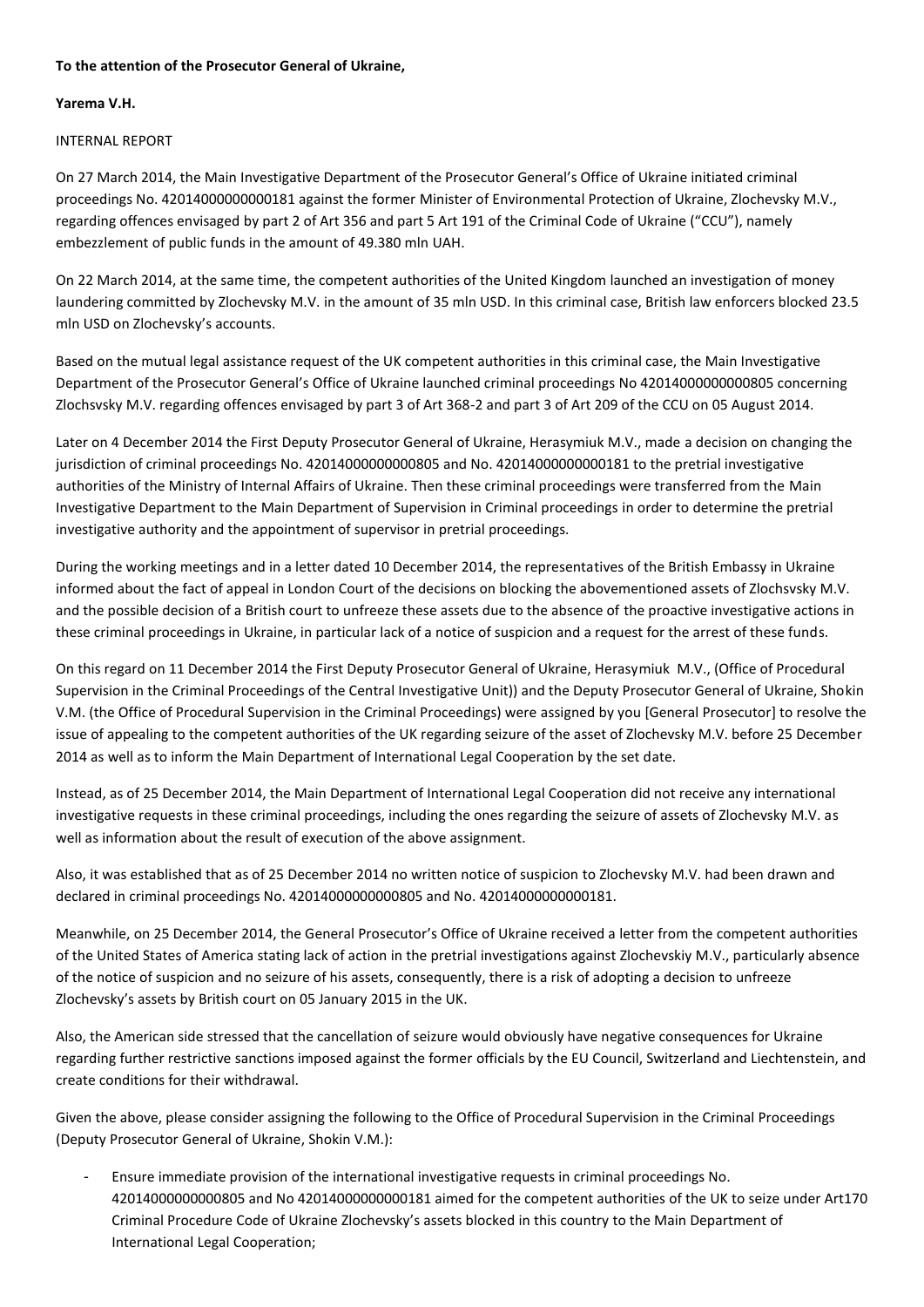**To the attention of the Prosecutor General of Ukraine,**

**Yarema V.H.**

INTERNAL REPORT

On 27 March 2014, the Main Investigative Department of the Prosecutor General's Office of Ukraine initiated criminal proceedings No. 42014000000000181 against the former Minister of Environmental Protection of Ukraine, Zlochevsky M.V., regarding offences envisaged by part 2 of Art 356 and part 5 Art 191 of the Criminal Code of Ukraine ("CCU"), namely embezzlement of public funds in the amount of 49.380 mln UAH.

On 22 March 2014, at the same time, the competent authorities of the United Kingdom launched an investigation of money laundering committed by Zlochevsky M.V. in the amount of 35 mln USD. In this criminal case, British law enforcers blocked 23.5 mln USD on Zlochevsky's accounts.

Based on the mutual legal assistance request of the UK competent authorities in this criminal case, the Main Investigative Department of the Prosecutor General's Office of Ukraine launched criminal proceedings No 42014000000000805 concerning Zlochsvsky M.V. regarding offences envisaged by part 3 of Art 368-2 and part 3 of Art 209 of the CCU on 05 August 2014.

Later on 4 December 2014 the First Deputy Prosecutor General of Ukraine, Herasymiuk M.V., made a decision on changing the jurisdiction of criminal proceedings No. 42014000000000805 and No. 42014000000000181 to the pretrial investigative authorities of the Ministry of Internal Affairs of Ukraine. Then these criminal proceedings were transferred from the Main Investigative Department to the Main Department of Supervision in Criminal proceedings in order to determine the pretrial investigative authority and the appointment of supervisor in pretrial proceedings.

During the working meetings and in a letter dated 10 December 2014, the representatives of the British Embassy in Ukraine informed about the fact of appeal in London Court of the decisions on blocking the abovementioned assets of Zlochsvsky M.V. and the possible decision of a British court to unfreeze these assets due to the absence of the proactive investigative actions in these criminal proceedings in Ukraine, in particular lack of a notice of suspicion and a request for the arrest of these funds.

On this regard on 11 December 2014 the First Deputy Prosecutor General of Ukraine, Herasymiuk M.V., (Office of Procedural Supervision in the Criminal Proceedings of the Central Investigative Unit)) and the Deputy Prosecutor General of Ukraine, Shokin V.M. (the Office of Procedural Supervision in the Criminal Proceedings) were assigned by you [General Prosecutor] to resolve the issue of appealing to the competent authorities of the UK regarding seizure of the asset of Zlochevsky M.V. before 25 December 2014 as well as to inform the Main Department of International Legal Cooperation by the set date.

Instead, as of 25 December 2014, the Main Department of International Legal Cooperation did not receive any international investigative requests in these criminal proceedings, including the ones regarding the seizure of assets of Zlochevsky M.V. as well as information about the result of execution of the above assignment.

Also, it was established that as of 25 December 2014 no written notice of suspicion to Zlochevsky M.V. had been drawn and declared in criminal proceedings No. 42014000000000805 and No. 42014000000000181.

Meanwhile, on 25 December 2014, the General Prosecutor's Office of Ukraine received a letter from the competent authorities of the United States of America stating lack of action in the pretrial investigations against Zlochevskiy M.V., particularly absence of the notice of suspicion and no seizure of his assets, consequently, there is a risk of adopting a decision to unfreeze Zlochevsky's assets by British court on 05 January 2015 in the UK.

Also, the American side stressed that the cancellation of seizure would obviously have negative consequences for Ukraine regarding further restrictive sanctions imposed against the former officials by the EU Council, Switzerland and Liechtenstein, and create conditions for their withdrawal.

Given the above, please consider assigning the following to the Office of Procedural Supervision in the Criminal Proceedings (Deputy Prosecutor General of Ukraine, Shokin V.M.):

- Ensure immediate provision of the international investigative requests in criminal proceedings No. 42014000000000805 and No 42014000000000181 aimed for the competent authorities of the UK to seize under Art170 Criminal Procedure Code of Ukraine Zlochevsky's assets blocked in this country to the Main Department of International Legal Cooperation;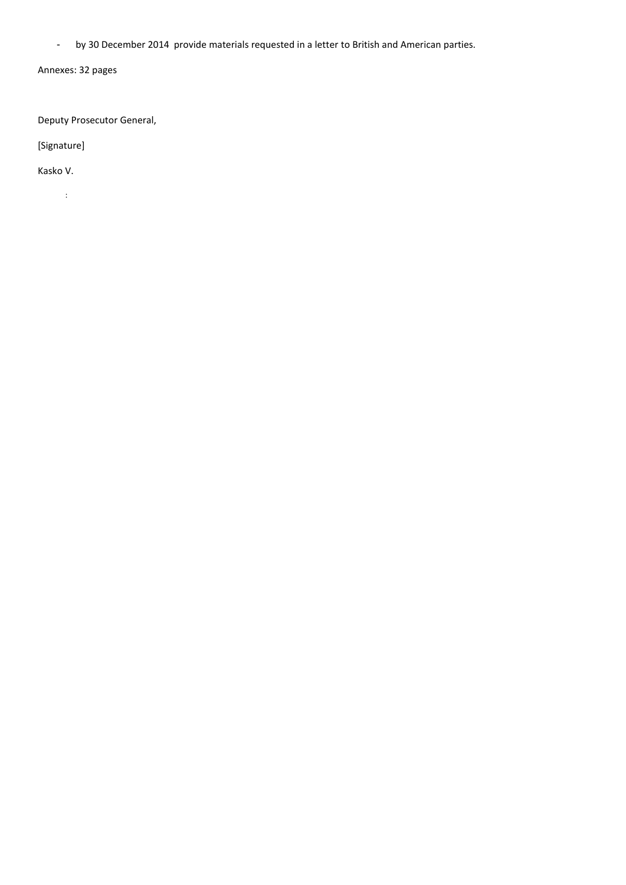- by 30 December 2014 provide materials requested in a letter to British and American parties.

Annexes: 32 pages

Deputy Prosecutor General,

[Signature]

Kasko V.

: